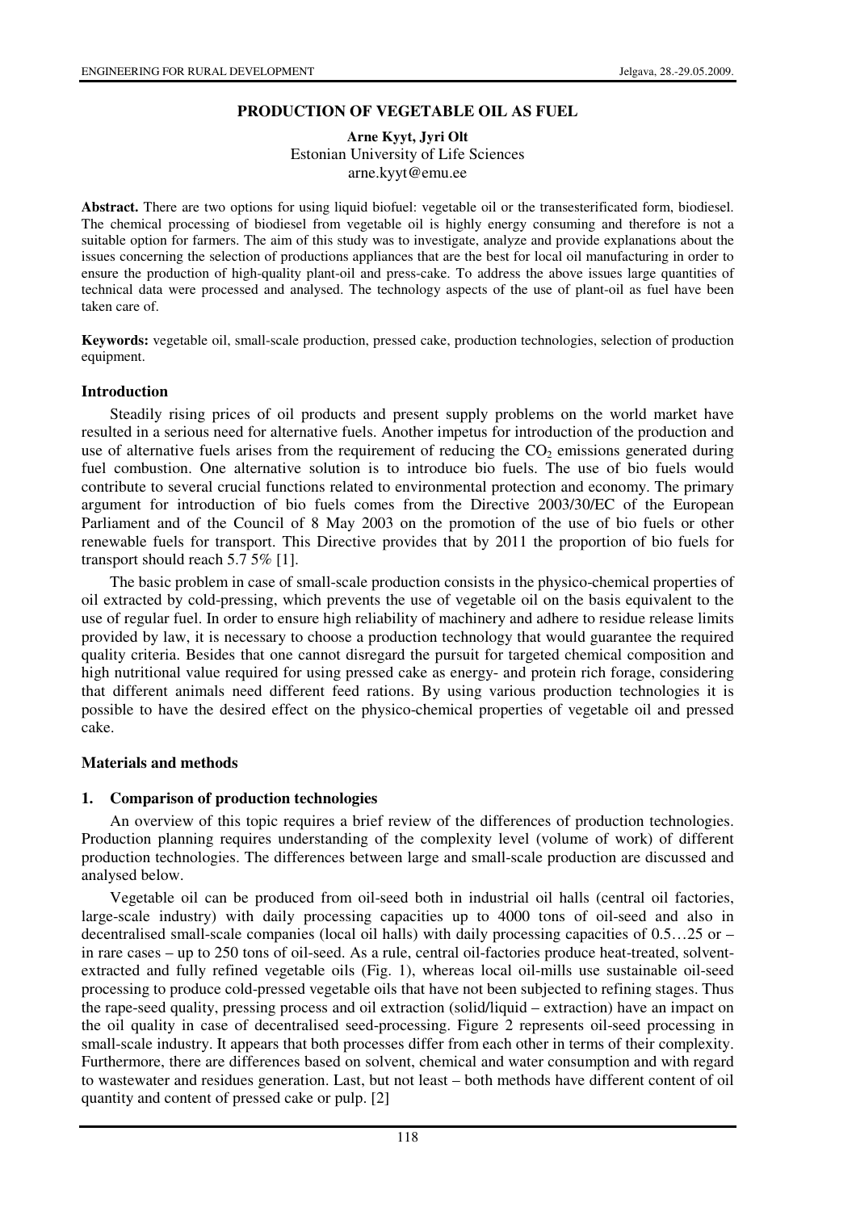# PRODUCTION OF VEGETABLE OIL AS FUEL

**Arne Kyyt, Jyri Olt**
Estonian University of Life Sciences
arne.kyyt@emu.ee

**Abstract.** There are two options for using liquid biofuel: vegetable oil or the transesterificated form, biodiesel. The chemical processing of biodiesel from vegetable oil is highly energy consuming and therefore is not a suitable option for farmers. The aim of this study was to investigate, analyze and provide explanations about the issues concerning the selection of productions appliances that are the best for local oil manufacturing in order to ensure the production of high-quality plant-oil and press-cake. To address the above issues large quantities of technical data were processed and analysed. The technology aspects of the use of plant-oil as fuel have been taken care of.

**Keywords:** vegetable oil, small-scale production, pressed cake, production technologies, selection of production equipment.

## Introduction

Steadily rising prices of oil products and present supply problems on the world market have resulted in a serious need for alternative fuels. Another impetus for introduction of the production and use of alternative fuels arises from the requirement of reducing the $CO_2$ emissions generated during fuel combustion. One alternative solution is to introduce bio fuels. The use of bio fuels would contribute to several crucial functions related to environmental protection and economy. The primary argument for introduction of bio fuels comes from the Directive 2003/30/EC of the European Parliament and of the Council of 8 May 2003 on the promotion of the use of bio fuels or other renewable fuels for transport. This Directive provides that by 2011 the proportion of bio fuels for transport should reach 5.7 5% [1].

The basic problem in case of small-scale production consists in the physico-chemical properties of oil extracted by cold-pressing, which prevents the use of vegetable oil on the basis equivalent to the use of regular fuel. In order to ensure high reliability of machinery and adhere to residue release limits provided by law, it is necessary to choose a production technology that would guarantee the required quality criteria. Besides that one cannot disregard the pursuit for targeted chemical composition and high nutritional value required for using pressed cake as energy- and protein rich forage, considering that different animals need different feed rations. By using various production technologies it is possible to have the desired effect on the physico-chemical properties of vegetable oil and pressed cake.

## Materials and methods

### 1. Comparison of production technologies

An overview of this topic requires a brief review of the differences of production technologies. Production planning requires understanding of the complexity level (volume of work) of different production technologies. The differences between large and small-scale production are discussed and analysed below.

Vegetable oil can be produced from oil-seed both in industrial oil halls (central oil factories, large-scale industry) with daily processing capacities up to 4000 tons of oil-seed and also in decentralised small-scale companies (local oil halls) with daily processing capacities of 0.5…25 or – in rare cases – up to 250 tons of oil-seed. As a rule, central oil-factories produce heat-treated, solvent-extracted and fully refined vegetable oils (Fig. 1), whereas local oil-mills use sustainable oil-seed processing to produce cold-pressed vegetable oils that have not been subjected to refining stages. Thus the rape-seed quality, pressing process and oil extraction (solid/liquid – extraction) have an impact on the oil quality in case of decentralised seed-processing. Figure 2 represents oil-seed processing in small-scale industry. It appears that both processes differ from each other in terms of their complexity. Furthermore, there are differences based on solvent, chemical and water consumption and with regard to wastewater and residues generation. Last, but not least – both methods have different content of oil quantity and content of pressed cake or pulp. [2]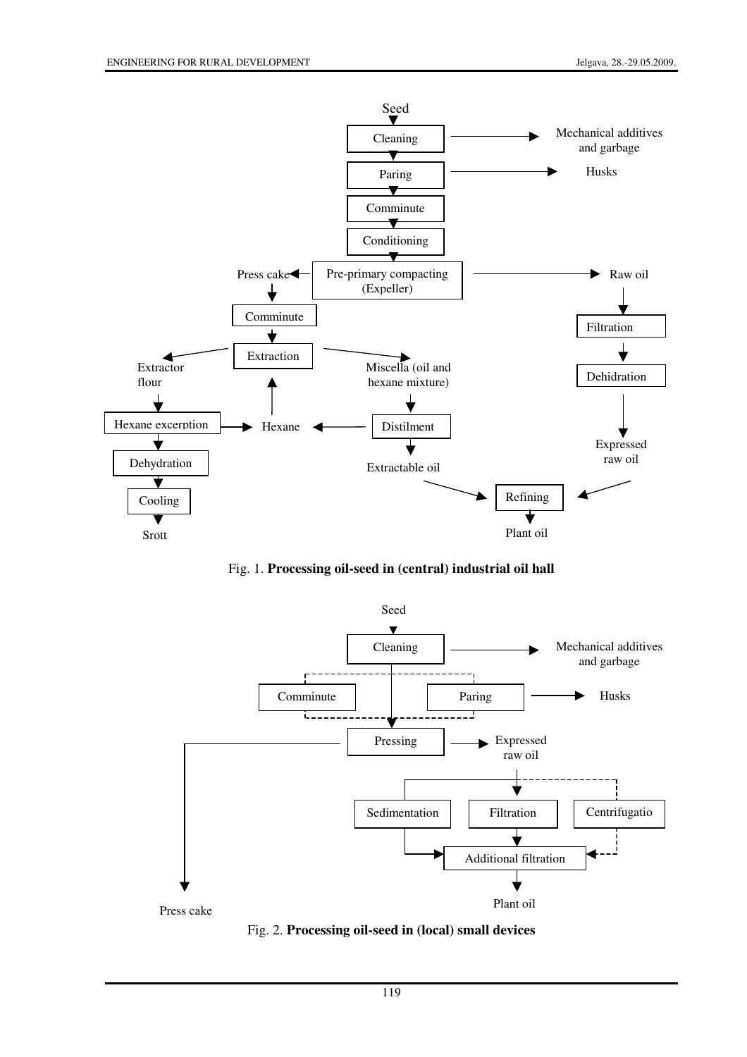Seed

Cleaning → Mechanical additives and garbage

Paring → Husks

Comminute

Conditioning

Pre-primary compacting (Expeller) → Press cake; → Raw oil

Press cake → Comminute → Extraction

Extraction → Extractor flour; → Miscella (oil and hexane mixture)

Extractor flour → Hexane excerption → Dehydration → Cooling → Srott

Hexane excerption → Hexane → Extraction

Miscella (oil and hexane mixture) → Distilment → Hexane; → Extractable oil

Raw oil → Filtration → Dehidration → Expressed raw oil

Extractable oil, Expressed raw oil → Refining → Plant oil

Fig. 1. **Processing oil-seed in (central) industrial oil hall**

Seed

Cleaning → Mechanical additives and garbage

Comminute / Paring → Husks

Pressing → Press cake; → Expressed raw oil

Expressed raw oil → Sedimentation / Filtration / Centrifugatio

Sedimentation / Filtration / Centrifugatio → Additional filtration → Plant oil

Fig. 2. **Processing oil-seed in (local) small devices**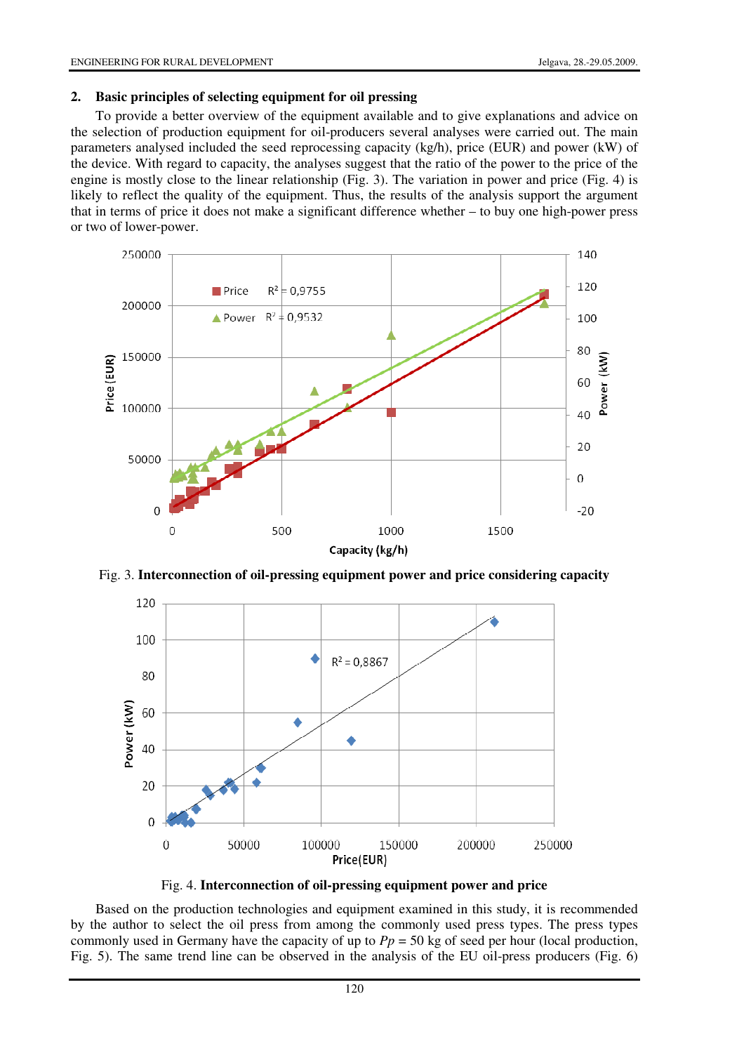## 2. Basic principles of selecting equipment for oil pressing

To provide a better overview of the equipment available and to give explanations and advice on the selection of production equipment for oil-producers several analyses were carried out. The main parameters analysed included the seed reprocessing capacity (kg/h), price (EUR) and power (kW) of the device. With regard to capacity, the analyses suggest that the ratio of the power to the price of the engine is mostly close to the linear relationship (Fig. 3). The variation in power and price (Fig. 4) is likely to reflect the quality of the equipment. Thus, the results of the analysis support the argument that in terms of price it does not make a significant difference whether – to buy one high-power press or two of lower-power.

Fig. 3. **Interconnection of oil-pressing equipment power and price considering capacity**

Fig. 4. **Interconnection of oil-pressing equipment power and price**

Based on the production technologies and equipment examined in this study, it is recommended by the author to select the oil press from among the commonly used press types. The press types commonly used in Germany have the capacity of up to $Pp$ = 50 kg of seed per hour (local production, Fig. 5). The same trend line can be observed in the analysis of the EU oil-press producers (Fig. 6)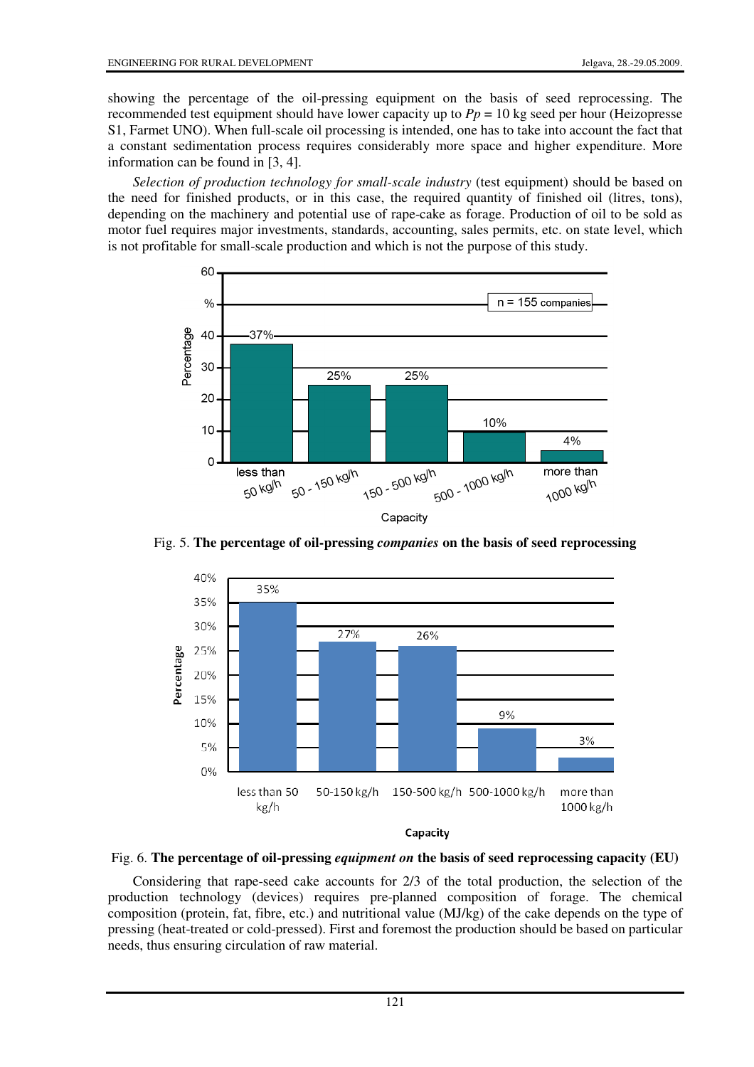showing the percentage of the oil-pressing equipment on the basis of seed reprocessing. The recommended test equipment should have lower capacity up to $Pp$ = 10 kg seed per hour (Heizopresse S1, Farmet UNO). When full-scale oil processing is intended, one has to take into account the fact that a constant sedimentation process requires considerably more space and higher expenditure. More information can be found in [3, 4].

*Selection of production technology for small-scale industry* (test equipment) should be based on the need for finished products, or in this case, the required quantity of finished oil (litres, tons), depending on the machinery and potential use of rape-cake as forage. Production of oil to be sold as motor fuel requires major investments, standards, accounting, sales permits, etc. on state level, which is not profitable for small-scale production and which is not the purpose of this study.

Fig. 5. **The percentage of oil-pressing *companies* on the basis of seed reprocessing**

Fig. 6. **The percentage of oil-pressing *equipment on* the basis of seed reprocessing capacity (EU)**

Considering that rape-seed cake accounts for 2/3 of the total production, the selection of the production technology (devices) requires pre-planned composition of forage. The chemical composition (protein, fat, fibre, etc.) and nutritional value (MJ/kg) of the cake depends on the type of pressing (heat-treated or cold-pressed). First and foremost the production should be based on particular needs, thus ensuring circulation of raw material.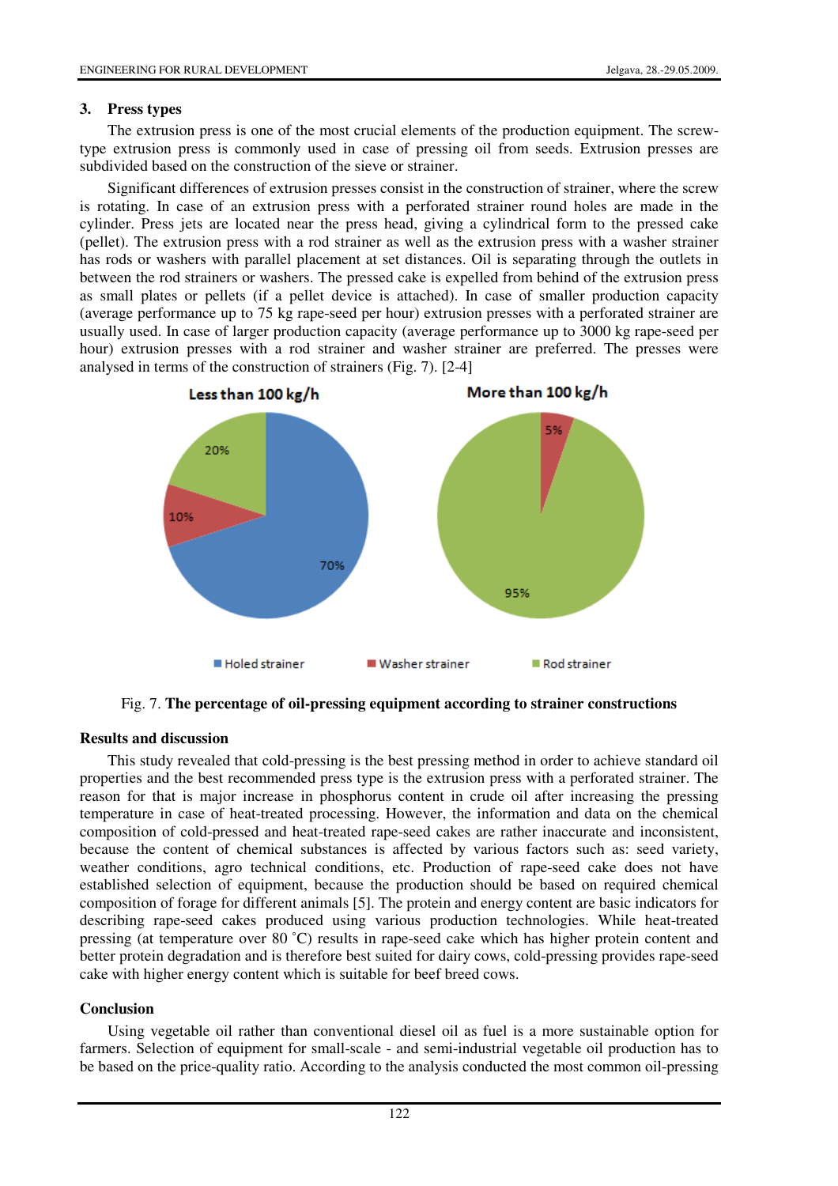## 3. Press types

The extrusion press is one of the most crucial elements of the production equipment. The screw-type extrusion press is commonly used in case of pressing oil from seeds. Extrusion presses are subdivided based on the construction of the sieve or strainer.

Significant differences of extrusion presses consist in the construction of strainer, where the screw is rotating. In case of an extrusion press with a perforated strainer round holes are made in the cylinder. Press jets are located near the press head, giving a cylindrical form to the pressed cake (pellet). The extrusion press with a rod strainer as well as the extrusion press with a washer strainer has rods or washers with parallel placement at set distances. Oil is separating through the outlets in between the rod strainers or washers. The pressed cake is expelled from behind of the extrusion press as small plates or pellets (if a pellet device is attached). In case of smaller production capacity (average performance up to 75 kg rape-seed per hour) extrusion presses with a perforated strainer are usually used. In case of larger production capacity (average performance up to 3000 kg rape-seed per hour) extrusion presses with a rod strainer and washer strainer are preferred. The presses were analysed in terms of the construction of strainers (Fig. 7). [2-4]

| Strainer | Less than 100 kg/h | More than 100 kg/h |
|---|---|---|
| Holed strainer | 70% | |
| Washer strainer | 10% | 5% |
| Rod strainer | 20% | 95% |

Fig. 7. **The percentage of oil-pressing equipment according to strainer constructions**

### Results and discussion

This study revealed that cold-pressing is the best pressing method in order to achieve standard oil properties and the best recommended press type is the extrusion press with a perforated strainer. The reason for that is major increase in phosphorus content in crude oil after increasing the pressing temperature in case of heat-treated processing. However, the information and data on the chemical composition of cold-pressed and heat-treated rape-seed cakes are rather inaccurate and inconsistent, because the content of chemical substances is affected by various factors such as: seed variety, weather conditions, agro technical conditions, etc. Production of rape-seed cake does not have established selection of equipment, because the production should be based on required chemical composition of forage for different animals [5]. The protein and energy content are basic indicators for describing rape-seed cakes produced using various production technologies. While heat-treated pressing (at temperature over 80 ˚C) results in rape-seed cake which has higher protein content and better protein degradation and is therefore best suited for dairy cows, cold-pressing provides rape-seed cake with higher energy content which is suitable for beef breed cows.

### Conclusion

Using vegetable oil rather than conventional diesel oil as fuel is a more sustainable option for farmers. Selection of equipment for small-scale - and semi-industrial vegetable oil production has to be based on the price-quality ratio. According to the analysis conducted the most common oil-pressing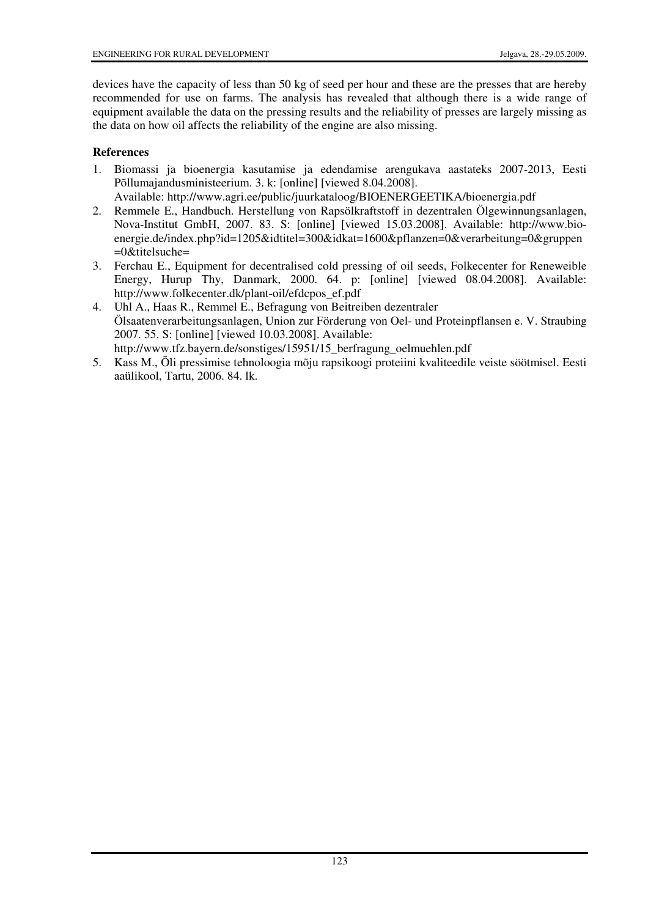devices have the capacity of less than 50 kg of seed per hour and these are the presses that are hereby recommended for use on farms. The analysis has revealed that although there is a wide range of equipment available the data on the pressing results and the reliability of presses are largely missing as the data on how oil affects the reliability of the engine are also missing.

## References

1. Biomassi ja bioenergia kasutamise ja edendamise arengukava aastateks 2007-2013, Eesti Põllumajandusministeerium. 3. k: [online] [viewed 8.04.2008]. Available: http://www.agri.ee/public/juurkataloog/BIOENERGEETIKA/bioenergia.pdf
2. Remmele E., Handbuch. Herstellung von Rapsölkraftstoff in dezentralen Ölgewinnungsanlagen, Nova-Institut GmbH, 2007. 83. S: [online] [viewed 15.03.2008]. Available: http://www.bio-energie.de/index.php?id=1205&idtitel=300&idkat=1600&pflanzen=0&verarbeitung=0&gruppen=0&titelsuche=
3. Ferchau E., Equipment for decentralised cold pressing of oil seeds, Folkecenter for Reneweible Energy, Hurup Thy, Danmark, 2000. 64. p: [online] [viewed 08.04.2008]. Available: http://www.folkecenter.dk/plant-oil/efdcpos_ef.pdf
4. Uhl A., Haas R., Remmel E., Befragung von Beitreiben dezentraler Ölsaatenverarbeitungsanlagen, Union zur Förderung von Oel- und Proteinpflansen e. V. Straubing 2007. 55. S: [online] [viewed 10.03.2008]. Available: http://www.tfz.bayern.de/sonstiges/15951/15_berfragung_oelmuehlen.pdf
5. Kass M., Õli pressimise tehnoloogia mõju rapsikoogi proteiini kvaliteedile veiste söötmisel. Eesti aaülikool, Tartu, 2006. 84. lk.